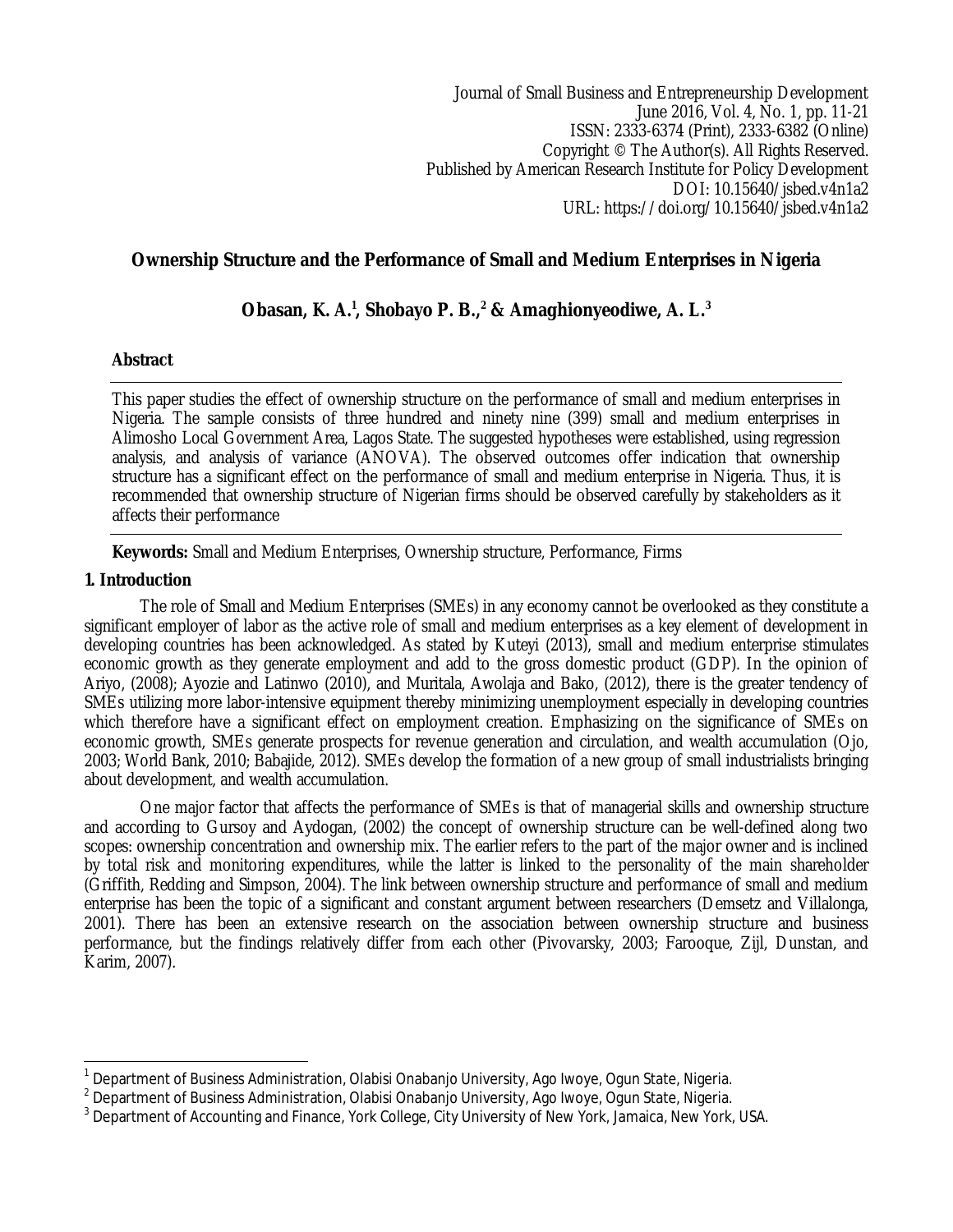Journal of Small Business and Entrepreneurship Development
June 2016, Vol. 4, No. 1, pp. 11-21
ISSN: 2333-6374 (Print), 2333-6382 (Online)
Copyright © The Author(s). All Rights Reserved.
Published by American Research Institute for Policy Development
DOI: 10.15640/jsbed.v4n1a2
URL: https://doi.org/10.15640/jsbed.v4n1a2

# Ownership Structure and the Performance of Small and Medium Enterprises in Nigeria

**Obasan, K. A.[1], Shobayo P. B.,[2] & Amaghionyeodiwe, A. L.[3]**

## Abstract

This paper studies the effect of ownership structure on the performance of small and medium enterprises in Nigeria. The sample consists of three hundred and ninety nine (399) small and medium enterprises in Alimosho Local Government Area, Lagos State. The suggested hypotheses were established, using regression analysis, and analysis of variance (ANOVA). The observed outcomes offer indication that ownership structure has a significant effect on the performance of small and medium enterprise in Nigeria. Thus, it is recommended that ownership structure of Nigerian firms should be observed carefully by stakeholders as it affects their performance

**Keywords:** Small and Medium Enterprises, Ownership structure, Performance, Firms

## 1. Introduction

The role of Small and Medium Enterprises (SMEs) in any economy cannot be overlooked as they constitute a significant employer of labor as the active role of small and medium enterprises as a key element of development in developing countries has been acknowledged. As stated by Kuteyi (2013), small and medium enterprise stimulates economic growth as they generate employment and add to the gross domestic product (GDP). In the opinion of Ariyo, (2008); Ayozie and Latinwo (2010), and Muritala, Awolaja and Bako, (2012), there is the greater tendency of SMEs utilizing more labor-intensive equipment thereby minimizing unemployment especially in developing countries which therefore have a significant effect on employment creation. Emphasizing on the significance of SMEs on economic growth, SMEs generate prospects for revenue generation and circulation, and wealth accumulation (Ojo, 2003; World Bank, 2010; Babajide, 2012). SMEs develop the formation of a new group of small industrialists bringing about development, and wealth accumulation.

One major factor that affects the performance of SMEs is that of managerial skills and ownership structure and according to Gursoy and Aydogan, (2002) the concept of ownership structure can be well-defined along two scopes: ownership concentration and ownership mix. The earlier refers to the part of the major owner and is inclined by total risk and monitoring expenditures, while the latter is linked to the personality of the main shareholder (Griffith, Redding and Simpson, 2004). The link between ownership structure and performance of small and medium enterprise has been the topic of a significant and constant argument between researchers (Demsetz and Villalonga, 2001). There has been an extensive research on the association between ownership structure and business performance, but the findings relatively differ from each other (Pivovarsky, 2003; Farooque, Zijl, Dunstan, and Karim, 2007).

---

[1] Department of Business Administration, Olabisi Onabanjo University, Ago Iwoye, Ogun State, Nigeria.

[2] Department of Business Administration, Olabisi Onabanjo University, Ago Iwoye, Ogun State, Nigeria.

[3] Department of Accounting and Finance, York College, City University of New York, Jamaica, New York, USA.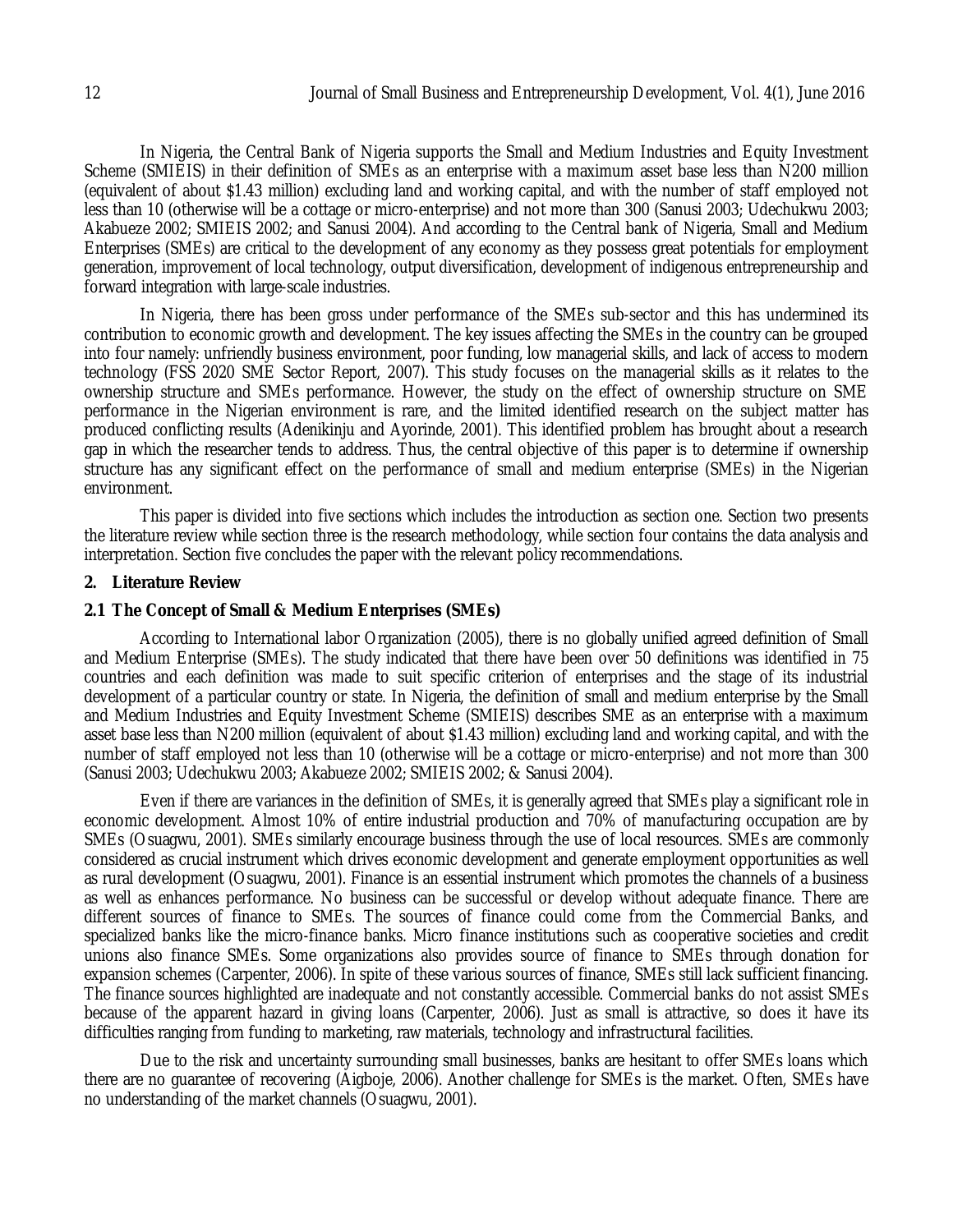In Nigeria, the Central Bank of Nigeria supports the Small and Medium Industries and Equity Investment Scheme (SMIEIS) in their definition of SMEs as an enterprise with a maximum asset base less than N200 million (equivalent of about $1.43 million) excluding land and working capital, and with the number of staff employed not less than 10 (otherwise will be a cottage or micro-enterprise) and not more than 300 (Sanusi 2003; Udechukwu 2003; Akabueze 2002; SMIEIS 2002; and Sanusi 2004). And according to the Central bank of Nigeria, Small and Medium Enterprises (SMEs) are critical to the development of any economy as they possess great potentials for employment generation, improvement of local technology, output diversification, development of indigenous entrepreneurship and forward integration with large-scale industries.

In Nigeria, there has been gross under performance of the SMEs sub-sector and this has undermined its contribution to economic growth and development. The key issues affecting the SMEs in the country can be grouped into four namely: unfriendly business environment, poor funding, low managerial skills, and lack of access to modern technology (FSS 2020 SME Sector Report, 2007). This study focuses on the managerial skills as it relates to the ownership structure and SMEs performance. However, the study on the effect of ownership structure on SME performance in the Nigerian environment is rare, and the limited identified research on the subject matter has produced conflicting results (Adenikinju and Ayorinde, 2001). This identified problem has brought about a research gap in which the researcher tends to address. Thus, the central objective of this paper is to determine if ownership structure has any significant effect on the performance of small and medium enterprise (SMEs) in the Nigerian environment.

This paper is divided into five sections which includes the introduction as section one. Section two presents the literature review while section three is the research methodology, while section four contains the data analysis and interpretation. Section five concludes the paper with the relevant policy recommendations.

## 2. Literature Review

### 2.1 The Concept of Small & Medium Enterprises (SMEs)

According to International labor Organization (2005), there is no globally unified agreed definition of Small and Medium Enterprise (SMEs). The study indicated that there have been over 50 definitions was identified in 75 countries and each definition was made to suit specific criterion of enterprises and the stage of its industrial development of a particular country or state. In Nigeria, the definition of small and medium enterprise by the Small and Medium Industries and Equity Investment Scheme (SMIEIS) describes SME as an enterprise with a maximum asset base less than N200 million (equivalent of about $1.43 million) excluding land and working capital, and with the number of staff employed not less than 10 (otherwise will be a cottage or micro-enterprise) and not more than 300 (Sanusi 2003; Udechukwu 2003; Akabueze 2002; SMIEIS 2002; & Sanusi 2004).

Even if there are variances in the definition of SMEs, it is generally agreed that SMEs play a significant role in economic development. Almost 10% of entire industrial production and 70% of manufacturing occupation are by SMEs (Osuagwu, 2001). SMEs similarly encourage business through the use of local resources. SMEs are commonly considered as crucial instrument which drives economic development and generate employment opportunities as well as rural development (Osuagwu, 2001). Finance is an essential instrument which promotes the channels of a business as well as enhances performance. No business can be successful or develop without adequate finance. There are different sources of finance to SMEs. The sources of finance could come from the Commercial Banks, and specialized banks like the micro-finance banks. Micro finance institutions such as cooperative societies and credit unions also finance SMEs. Some organizations also provides source of finance to SMEs through donation for expansion schemes (Carpenter, 2006). In spite of these various sources of finance, SMEs still lack sufficient financing. The finance sources highlighted are inadequate and not constantly accessible. Commercial banks do not assist SMEs because of the apparent hazard in giving loans (Carpenter, 2006). Just as small is attractive, so does it have its difficulties ranging from funding to marketing, raw materials, technology and infrastructural facilities.

Due to the risk and uncertainty surrounding small businesses, banks are hesitant to offer SMEs loans which there are no guarantee of recovering (Aigboje, 2006). Another challenge for SMEs is the market. Often, SMEs have no understanding of the market channels (Osuagwu, 2001).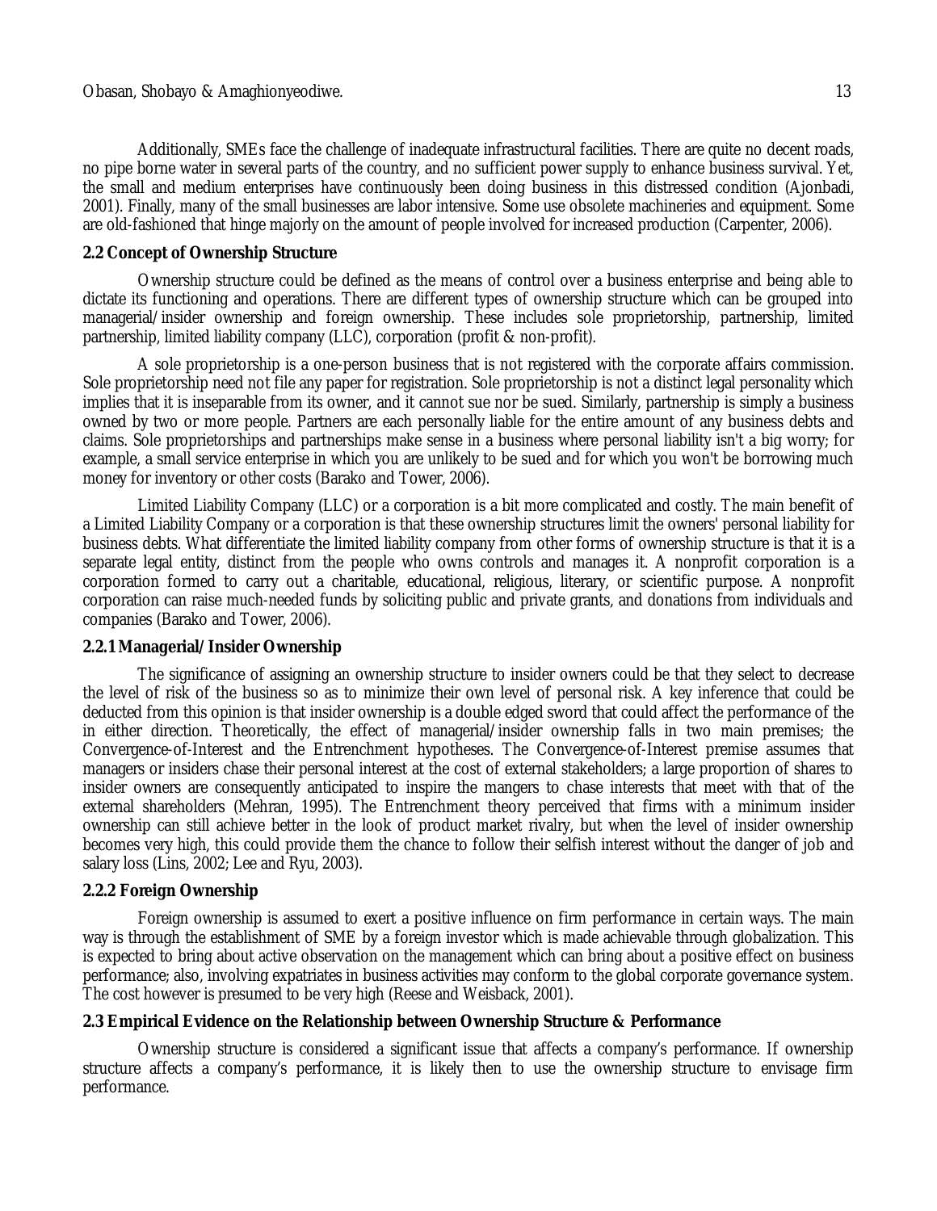Additionally, SMEs face the challenge of inadequate infrastructural facilities. There are quite no decent roads, no pipe borne water in several parts of the country, and no sufficient power supply to enhance business survival. Yet, the small and medium enterprises have continuously been doing business in this distressed condition (Ajonbadi, 2001). Finally, many of the small businesses are labor intensive. Some use obsolete machineries and equipment. Some are old-fashioned that hinge majorly on the amount of people involved for increased production (Carpenter, 2006).

### 2.2 Concept of Ownership Structure

Ownership structure could be defined as the means of control over a business enterprise and being able to dictate its functioning and operations. There are different types of ownership structure which can be grouped into managerial/insider ownership and foreign ownership. These includes sole proprietorship, partnership, limited partnership, limited liability company (LLC), corporation (profit & non-profit).

A sole proprietorship is a one-person business that is not registered with the corporate affairs commission. Sole proprietorship need not file any paper for registration. Sole proprietorship is not a distinct legal personality which implies that it is inseparable from its owner, and it cannot sue nor be sued. Similarly, partnership is simply a business owned by two or more people. Partners are each personally liable for the entire amount of any business debts and claims. Sole proprietorships and partnerships make sense in a business where personal liability isn't a big worry; for example, a small service enterprise in which you are unlikely to be sued and for which you won't be borrowing much money for inventory or other costs (Barako and Tower, 2006).

Limited Liability Company (LLC) or a corporation is a bit more complicated and costly. The main benefit of a Limited Liability Company or a corporation is that these ownership structures limit the owners' personal liability for business debts. What differentiate the limited liability company from other forms of ownership structure is that it is a separate legal entity, distinct from the people who owns controls and manages it. A nonprofit corporation is a corporation formed to carry out a charitable, educational, religious, literary, or scientific purpose. A nonprofit corporation can raise much-needed funds by soliciting public and private grants, and donations from individuals and companies (Barako and Tower, 2006).

#### 2.2.1 Managerial/Insider Ownership

The significance of assigning an ownership structure to insider owners could be that they select to decrease the level of risk of the business so as to minimize their own level of personal risk. A key inference that could be deducted from this opinion is that insider ownership is a double edged sword that could affect the performance of the in either direction. Theoretically, the effect of managerial/insider ownership falls in two main premises; the Convergence-of-Interest and the Entrenchment hypotheses. The Convergence-of-Interest premise assumes that managers or insiders chase their personal interest at the cost of external stakeholders; a large proportion of shares to insider owners are consequently anticipated to inspire the mangers to chase interests that meet with that of the external shareholders (Mehran, 1995). The Entrenchment theory perceived that firms with a minimum insider ownership can still achieve better in the look of product market rivalry, but when the level of insider ownership becomes very high, this could provide them the chance to follow their selfish interest without the danger of job and salary loss (Lins, 2002; Lee and Ryu, 2003).

#### 2.2.2 Foreign Ownership

Foreign ownership is assumed to exert a positive influence on firm performance in certain ways. The main way is through the establishment of SME by a foreign investor which is made achievable through globalization. This is expected to bring about active observation on the management which can bring about a positive effect on business performance; also, involving expatriates in business activities may conform to the global corporate governance system. The cost however is presumed to be very high (Reese and Weisback, 2001).

### 2.3 Empirical Evidence on the Relationship between Ownership Structure & Performance

Ownership structure is considered a significant issue that affects a company's performance. If ownership structure affects a company's performance, it is likely then to use the ownership structure to envisage firm performance.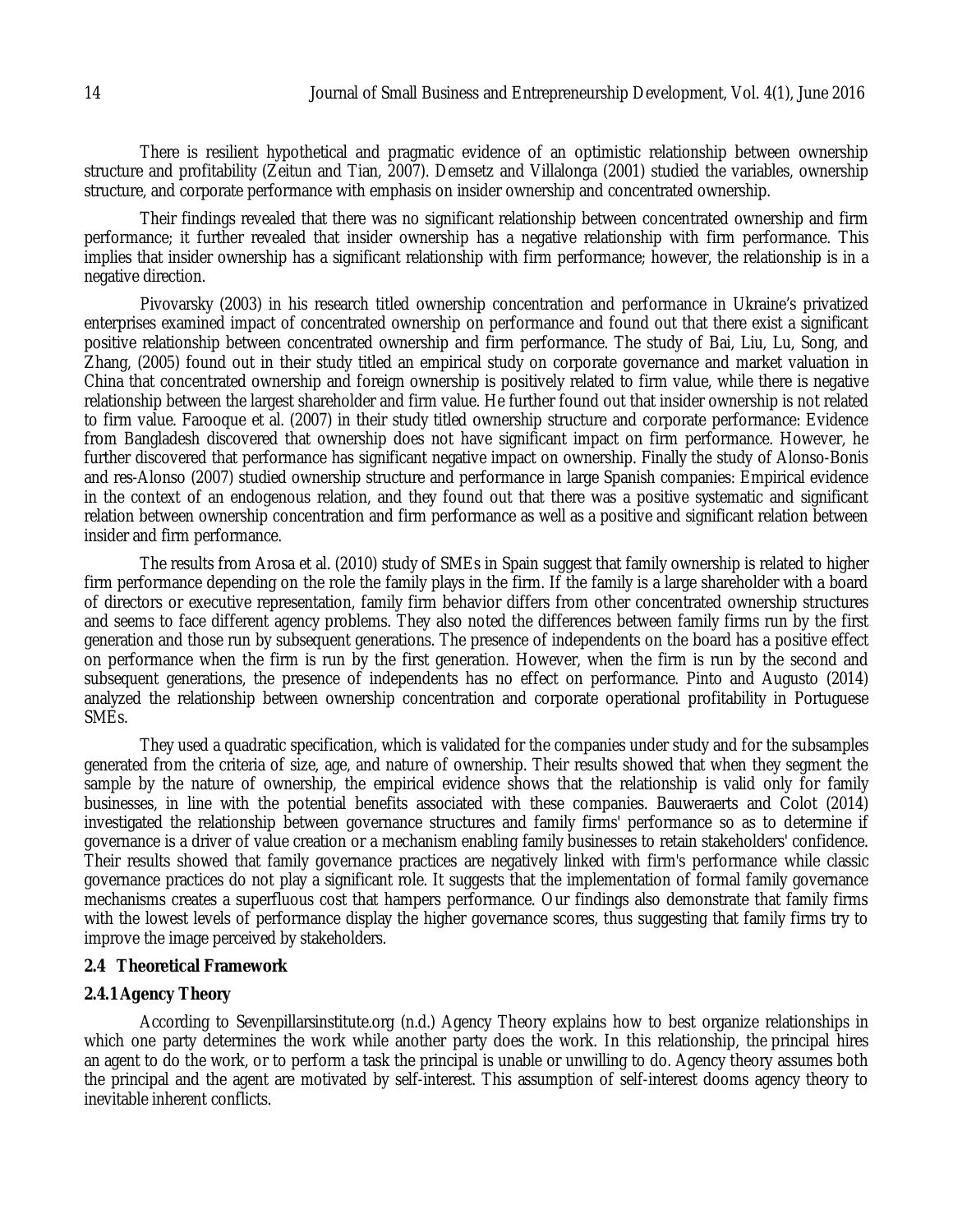There is resilient hypothetical and pragmatic evidence of an optimistic relationship between ownership structure and profitability (Zeitun and Tian, 2007). Demsetz and Villalonga (2001) studied the variables, ownership structure, and corporate performance with emphasis on insider ownership and concentrated ownership.

Their findings revealed that there was no significant relationship between concentrated ownership and firm performance; it further revealed that insider ownership has a negative relationship with firm performance. This implies that insider ownership has a significant relationship with firm performance; however, the relationship is in a negative direction.

Pivovarsky (2003) in his research titled ownership concentration and performance in Ukraine's privatized enterprises examined impact of concentrated ownership on performance and found out that there exist a significant positive relationship between concentrated ownership and firm performance. The study of Bai, Liu, Lu, Song, and Zhang, (2005) found out in their study titled an empirical study on corporate governance and market valuation in China that concentrated ownership and foreign ownership is positively related to firm value, while there is negative relationship between the largest shareholder and firm value. He further found out that insider ownership is not related to firm value. Farooque et al. (2007) in their study titled ownership structure and corporate performance: Evidence from Bangladesh discovered that ownership does not have significant impact on firm performance. However, he further discovered that performance has significant negative impact on ownership. Finally the study of Alonso-Bonis and res-Alonso (2007) studied ownership structure and performance in large Spanish companies: Empirical evidence in the context of an endogenous relation, and they found out that there was a positive systematic and significant relation between ownership concentration and firm performance as well as a positive and significant relation between insider and firm performance.

The results from Arosa et al. (2010) study of SMEs in Spain suggest that family ownership is related to higher firm performance depending on the role the family plays in the firm. If the family is a large shareholder with a board of directors or executive representation, family firm behavior differs from other concentrated ownership structures and seems to face different agency problems. They also noted the differences between family firms run by the first generation and those run by subsequent generations. The presence of independents on the board has a positive effect on performance when the firm is run by the first generation. However, when the firm is run by the second and subsequent generations, the presence of independents has no effect on performance. Pinto and Augusto (2014) analyzed the relationship between ownership concentration and corporate operational profitability in Portuguese SMEs.

They used a quadratic specification, which is validated for the companies under study and for the subsamples generated from the criteria of size, age, and nature of ownership. Their results showed that when they segment the sample by the nature of ownership, the empirical evidence shows that the relationship is valid only for family businesses, in line with the potential benefits associated with these companies. Bauweraerts and Colot (2014) investigated the relationship between governance structures and family firms' performance so as to determine if governance is a driver of value creation or a mechanism enabling family businesses to retain stakeholders' confidence. Their results showed that family governance practices are negatively linked with firm's performance while classic governance practices do not play a significant role. It suggests that the implementation of formal family governance mechanisms creates a superfluous cost that hampers performance. Our findings also demonstrate that family firms with the lowest levels of performance display the higher governance scores, thus suggesting that family firms try to improve the image perceived by stakeholders.

## 2.4 Theoretical Framework

### 2.4.1 Agency Theory

According to Sevenpillarsinstitute.org (n.d.) Agency Theory explains how to best organize relationships in which one party determines the work while another party does the work. In this relationship, the principal hires an agent to do the work, or to perform a task the principal is unable or unwilling to do. Agency theory assumes both the principal and the agent are motivated by self-interest. This assumption of self-interest dooms agency theory to inevitable inherent conflicts.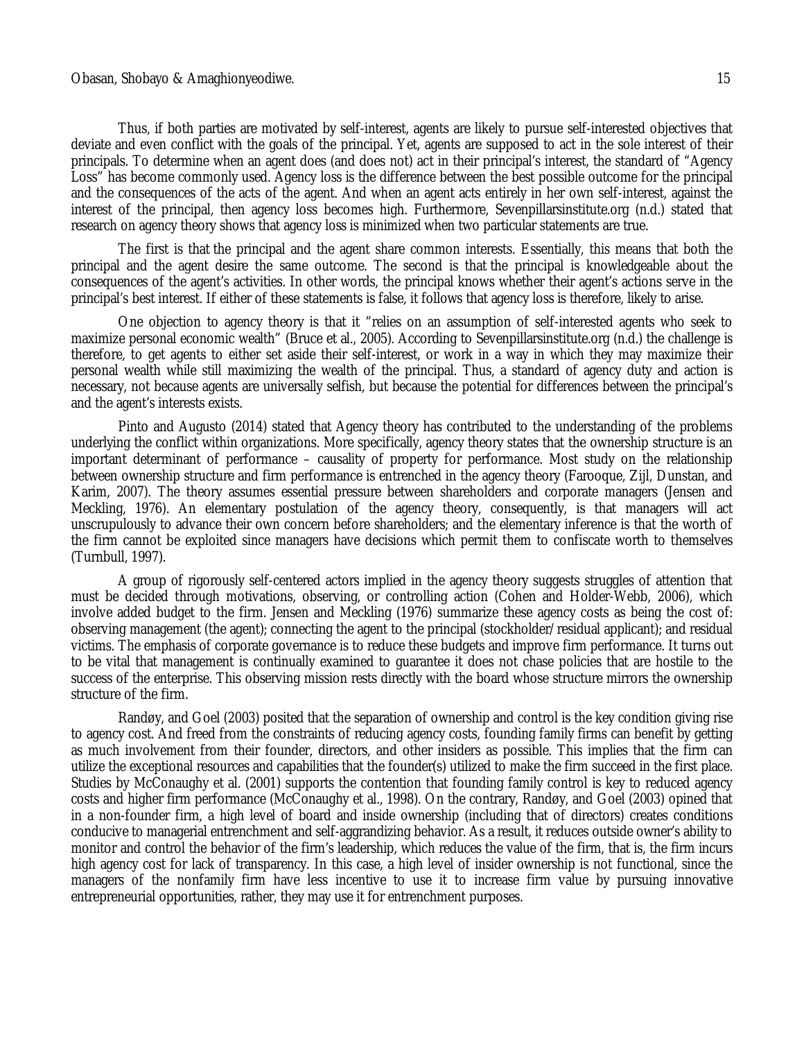Thus, if both parties are motivated by self-interest, agents are likely to pursue self-interested objectives that deviate and even conflict with the goals of the principal. Yet, agents are supposed to act in the sole interest of their principals. To determine when an agent does (and does not) act in their principal's interest, the standard of "Agency Loss" has become commonly used. Agency loss is the difference between the best possible outcome for the principal and the consequences of the acts of the agent. And when an agent acts entirely in her own self-interest, against the interest of the principal, then agency loss becomes high. Furthermore, Sevenpillarsinstitute.org (n.d.) stated that research on agency theory shows that agency loss is minimized when two particular statements are true.

The first is that the principal and the agent share common interests. Essentially, this means that both the principal and the agent desire the same outcome. The second is that the principal is knowledgeable about the consequences of the agent's activities. In other words, the principal knows whether their agent's actions serve in the principal's best interest. If either of these statements is false, it follows that agency loss is therefore, likely to arise.

One objection to agency theory is that it "relies on an assumption of self-interested agents who seek to maximize personal economic wealth" (Bruce et al., 2005). According to Sevenpillarsinstitute.org (n.d.) the challenge is therefore, to get agents to either set aside their self-interest, or work in a way in which they may maximize their personal wealth while still maximizing the wealth of the principal. Thus, a standard of agency duty and action is necessary, not because agents are universally selfish, but because the potential for differences between the principal's and the agent's interests exists.

Pinto and Augusto (2014) stated that Agency theory has contributed to the understanding of the problems underlying the conflict within organizations. More specifically, agency theory states that the ownership structure is an important determinant of performance – causality of property for performance. Most study on the relationship between ownership structure and firm performance is entrenched in the agency theory (Farooque, Zijl, Dunstan, and Karim, 2007). The theory assumes essential pressure between shareholders and corporate managers (Jensen and Meckling, 1976). An elementary postulation of the agency theory, consequently, is that managers will act unscrupulously to advance their own concern before shareholders; and the elementary inference is that the worth of the firm cannot be exploited since managers have decisions which permit them to confiscate worth to themselves (Turnbull, 1997).

A group of rigorously self-centered actors implied in the agency theory suggests struggles of attention that must be decided through motivations, observing, or controlling action (Cohen and Holder-Webb, 2006), which involve added budget to the firm. Jensen and Meckling (1976) summarize these agency costs as being the cost of: observing management (the agent); connecting the agent to the principal (stockholder/residual applicant); and residual victims. The emphasis of corporate governance is to reduce these budgets and improve firm performance. It turns out to be vital that management is continually examined to guarantee it does not chase policies that are hostile to the success of the enterprise. This observing mission rests directly with the board whose structure mirrors the ownership structure of the firm.

Randøy, and Goel (2003) posited that the separation of ownership and control is the key condition giving rise to agency cost. And freed from the constraints of reducing agency costs, founding family firms can benefit by getting as much involvement from their founder, directors, and other insiders as possible. This implies that the firm can utilize the exceptional resources and capabilities that the founder(s) utilized to make the firm succeed in the first place. Studies by McConaughy et al. (2001) supports the contention that founding family control is key to reduced agency costs and higher firm performance (McConaughy et al., 1998). On the contrary, Randøy, and Goel (2003) opined that in a non-founder firm, a high level of board and inside ownership (including that of directors) creates conditions conducive to managerial entrenchment and self-aggrandizing behavior. As a result, it reduces outside owner's ability to monitor and control the behavior of the firm's leadership, which reduces the value of the firm, that is, the firm incurs high agency cost for lack of transparency. In this case, a high level of insider ownership is not functional, since the managers of the nonfamily firm have less incentive to use it to increase firm value by pursuing innovative entrepreneurial opportunities, rather, they may use it for entrenchment purposes.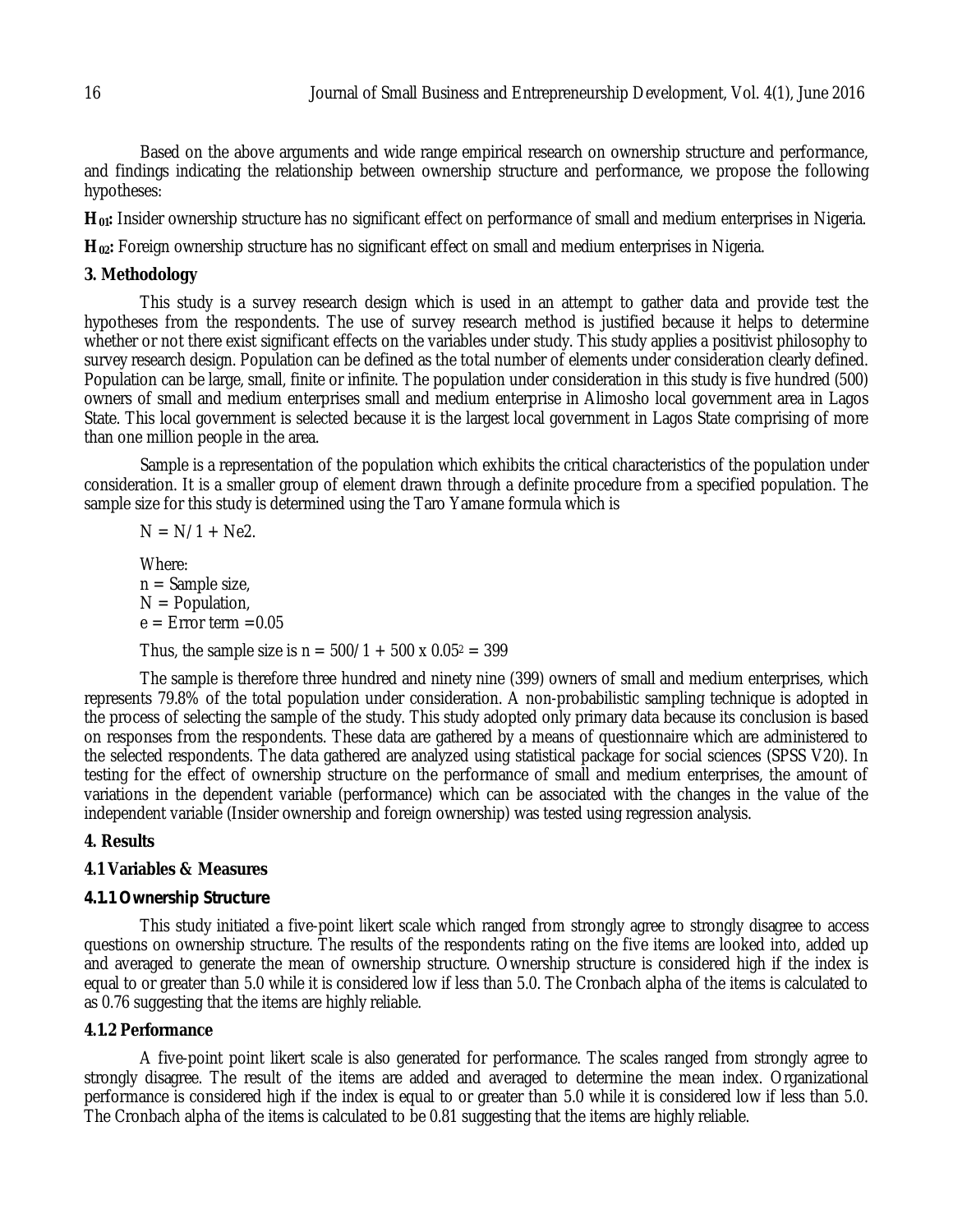Based on the above arguments and wide range empirical research on ownership structure and performance, and findings indicating the relationship between ownership structure and performance, we propose the following hypotheses:

**$H_{01}$:** Insider ownership structure has no significant effect on performance of small and medium enterprises in Nigeria.

**$H_{02}$:** Foreign ownership structure has no significant effect on small and medium enterprises in Nigeria.

## 3. Methodology

This study is a survey research design which is used in an attempt to gather data and provide test the hypotheses from the respondents. The use of survey research method is justified because it helps to determine whether or not there exist significant effects on the variables under study. This study applies a positivist philosophy to survey research design. Population can be defined as the total number of elements under consideration clearly defined. Population can be large, small, finite or infinite. The population under consideration in this study is five hundred (500) owners of small and medium enterprises small and medium enterprise in Alimosho local government area in Lagos State. This local government is selected because it is the largest local government in Lagos State comprising of more than one million people in the area.

Sample is a representation of the population which exhibits the critical characteristics of the population under consideration. It is a smaller group of element drawn through a definite procedure from a specified population. The sample size for this study is determined using the Taro Yamane formula which is

$N = N/1 + Ne2.$

Where:
n = Sample size,
N = Population,
e = Error term =0.05

Thus, the sample size is $n = 500/1 + 500 \times 0.05^2 = 399$

The sample is therefore three hundred and ninety nine (399) owners of small and medium enterprises, which represents 79.8% of the total population under consideration. A non-probabilistic sampling technique is adopted in the process of selecting the sample of the study. This study adopted only primary data because its conclusion is based on responses from the respondents. These data are gathered by a means of questionnaire which are administered to the selected respondents. The data gathered are analyzed using statistical package for social sciences (SPSS V20). In testing for the effect of ownership structure on the performance of small and medium enterprises, the amount of variations in the dependent variable (performance) which can be associated with the changes in the value of the independent variable (Insider ownership and foreign ownership) was tested using regression analysis.

## 4. Results

### 4.1 Variables & Measures

#### 4.1.1 Ownership Structure

This study initiated a five-point likert scale which ranged from strongly agree to strongly disagree to access questions on ownership structure. The results of the respondents rating on the five items are looked into, added up and averaged to generate the mean of ownership structure. Ownership structure is considered high if the index is equal to or greater than 5.0 while it is considered low if less than 5.0. The Cronbach alpha of the items is calculated to as 0.76 suggesting that the items are highly reliable.

#### 4.1.2 Performance

A five-point point likert scale is also generated for performance. The scales ranged from strongly agree to strongly disagree. The result of the items are added and averaged to determine the mean index. Organizational performance is considered high if the index is equal to or greater than 5.0 while it is considered low if less than 5.0. The Cronbach alpha of the items is calculated to be 0.81 suggesting that the items are highly reliable.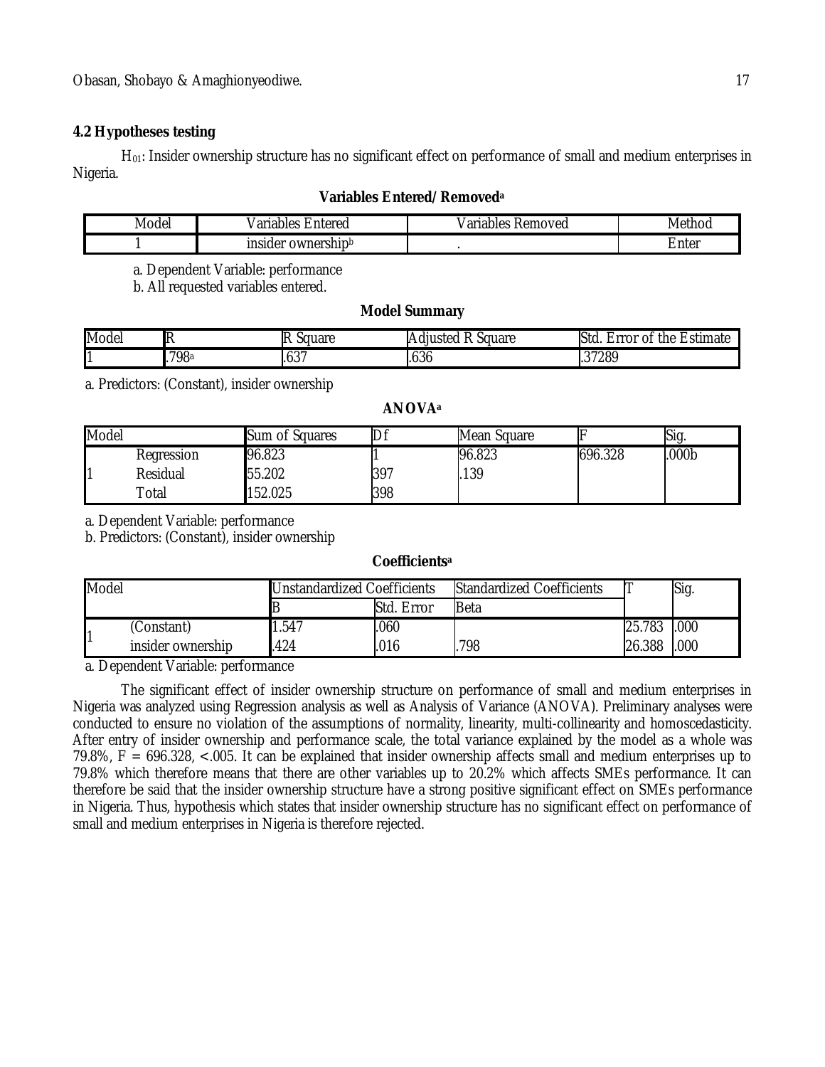### 4.2 Hypotheses testing

$H_{01}$: Insider ownership structure has no significant effect on performance of small and medium enterprises in Nigeria.

**Variables Entered/Removed[a]**

| Model | Variables Entered | Variables Removed | Method |
|---|---|---|---|
| 1 | insider ownership[b] | . | Enter |

a. Dependent Variable: performance

b. All requested variables entered.

**Model Summary**

| Model | R | R Square | Adjusted R Square | Std. Error of the Estimate |
|---|---|---|---|---|
| 1 | .798[a] | .637 | .636 | .37289 |

a. Predictors: (Constant), insider ownership

**ANOVA[a]**

| Model | | Sum of Squares | Df | Mean Square | F | Sig. |
|---|---|---|---|---|---|---|
| 1 | Regression | 96.823 | 1 | 96.823 | 696.328 | .000b |
| | Residual | 55.202 | 397 | .139 | | |
| | Total | 152.025 | 398 | | | |

a. Dependent Variable: performance

b. Predictors: (Constant), insider ownership

**Coefficients[a]**

| Model | | Unstandardized Coefficients | | Standardized Coefficients | T | Sig. |
|---|---|---|---|---|---|---|
| | | B | Std. Error | Beta | | |
| 1 | (Constant) | 1.547 | .060 | | 25.783 | .000 |
| | insider ownership | .424 | .016 | .798 | 26.388 | .000 |

a. Dependent Variable: performance

The significant effect of insider ownership structure on performance of small and medium enterprises in Nigeria was analyzed using Regression analysis as well as Analysis of Variance (ANOVA). Preliminary analyses were conducted to ensure no violation of the assumptions of normality, linearity, multi-collinearity and homoscedasticity. After entry of insider ownership and performance scale, the total variance explained by the model as a whole was 79.8%, $F = 696.328$, $<.005$. It can be explained that insider ownership affects small and medium enterprises up to 79.8% which therefore means that there are other variables up to 20.2% which affects SMEs performance. It can therefore be said that the insider ownership structure have a strong positive significant effect on SMEs performance in Nigeria. Thus, hypothesis which states that insider ownership structure has no significant effect on performance of small and medium enterprises in Nigeria is therefore rejected.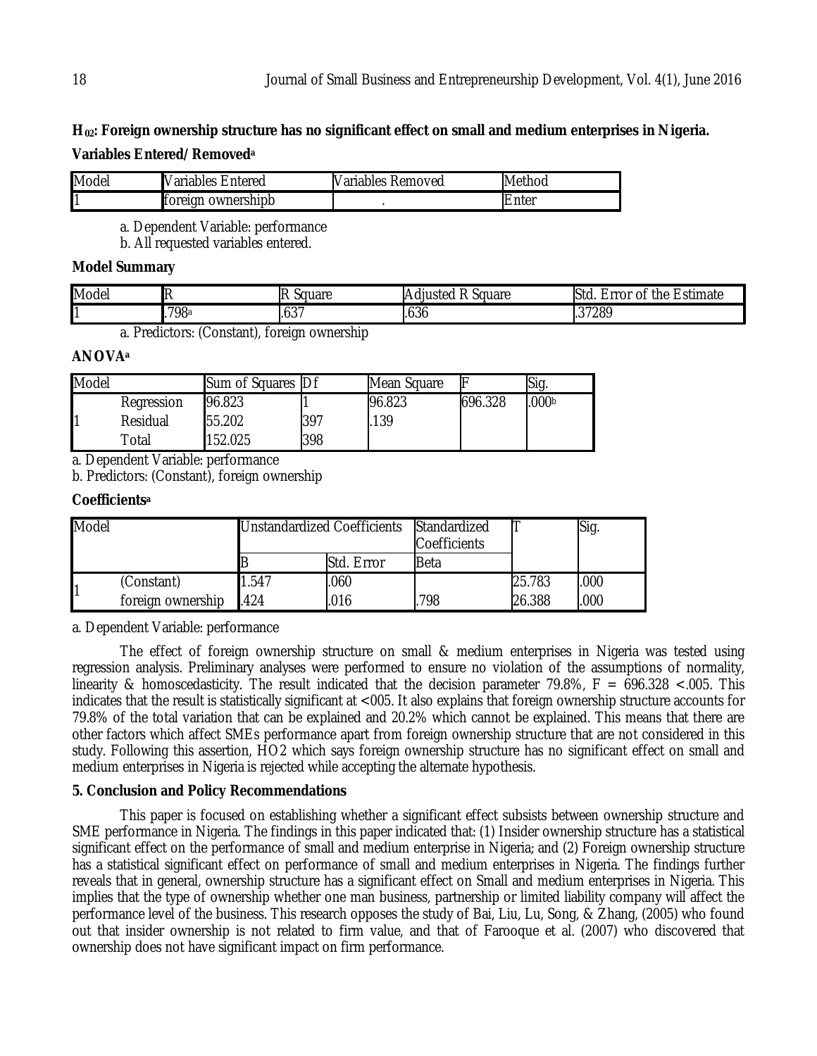**$H_{02}$: Foreign ownership structure has no significant effect on small and medium enterprises in Nigeria.**

**Variables Entered/Removed[a]**

| Model | Variables Entered | Variables Removed | Method |
|---|---|---|---|
| 1 | foreign ownership[b] | . | Enter |

a. Dependent Variable: performance

b. All requested variables entered.

**Model Summary**

| Model | R | R Square | Adjusted R Square | Std. Error of the Estimate |
|---|---|---|---|---|
| 1 | .798[a] | .637 | .636 | .37289 |

a. Predictors: (Constant), foreign ownership

**ANOVA[a]**

| Model | | Sum of Squares | Df | Mean Square | F | Sig. |
|---|---|---|---|---|---|---|
| 1 | Regression | 96.823 | 1 | 96.823 | 696.328 | .000[b] |
| | Residual | 55.202 | 397 | .139 | | |
| | Total | 152.025 | 398 | | | |

a. Dependent Variable: performance

b. Predictors: (Constant), foreign ownership

**Coefficients[a]**

| Model | | Unstandardized Coefficients | | Standardized Coefficients | T | Sig. |
|---|---|---|---|---|---|---|
| | | B | Std. Error | Beta | | |
| 1 | (Constant) | 1.547 | .060 | | 25.783 | .000 |
| | foreign ownership | .424 | .016 | .798 | 26.388 | .000 |

a. Dependent Variable: performance

The effect of foreign ownership structure on small & medium enterprises in Nigeria was tested using regression analysis. Preliminary analyses were performed to ensure no violation of the assumptions of normality, linearity & homoscedasticity. The result indicated that the decision parameter 79.8%, $F = 696.328 < .005$. This indicates that the result is statistically significant at <005. It also explains that foreign ownership structure accounts for 79.8% of the total variation that can be explained and 20.2% which cannot be explained. This means that there are other factors which affect SMEs performance apart from foreign ownership structure that are not considered in this study. Following this assertion, HO2 which says foreign ownership structure has no significant effect on small and medium enterprises in Nigeria is rejected while accepting the alternate hypothesis.

## 5. Conclusion and Policy Recommendations

This paper is focused on establishing whether a significant effect subsists between ownership structure and SME performance in Nigeria. The findings in this paper indicated that: (1) Insider ownership structure has a statistical significant effect on the performance of small and medium enterprise in Nigeria; and (2) Foreign ownership structure has a statistical significant effect on performance of small and medium enterprises in Nigeria. The findings further reveals that in general, ownership structure has a significant effect on Small and medium enterprises in Nigeria. This implies that the type of ownership whether one man business, partnership or limited liability company will affect the performance level of the business. This research opposes the study of Bai, Liu, Lu, Song, & Zhang, (2005) who found out that insider ownership is not related to firm value, and that of Farooque et al. (2007) who discovered that ownership does not have significant impact on firm performance.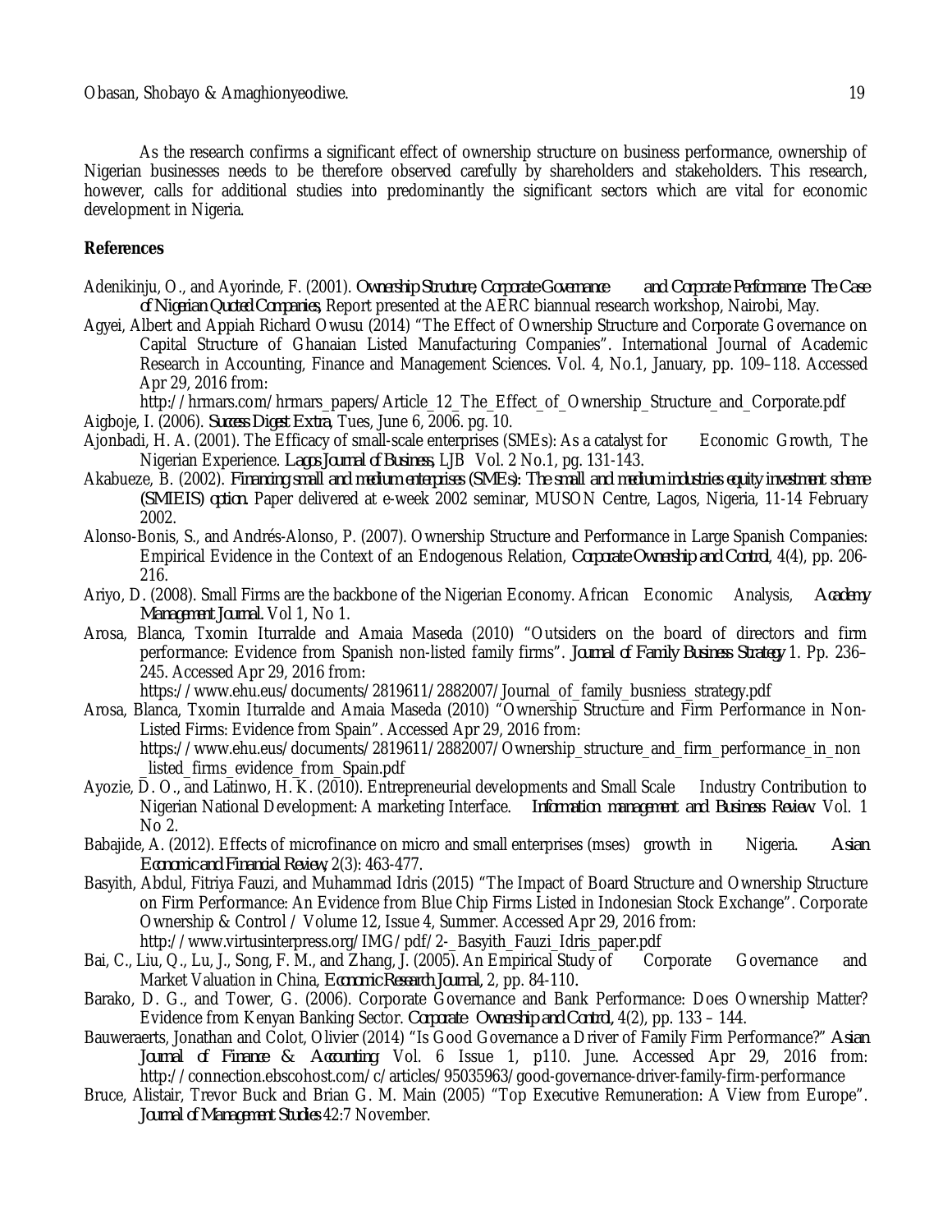As the research confirms a significant effect of ownership structure on business performance, ownership of Nigerian businesses needs to be therefore observed carefully by shareholders and stakeholders. This research, however, calls for additional studies into predominantly the significant sectors which are vital for economic development in Nigeria.

## References

Adenikinju, O., and Ayorinde, F. (2001). *Ownership Structure, Corporate Governance and Corporate Performance: The Case of Nigerian Quoted Companies*, Report presented at the AERC biannual research workshop, Nairobi, May.

Agyei, Albert and Appiah Richard Owusu (2014) "The Effect of Ownership Structure and Corporate Governance on Capital Structure of Ghanaian Listed Manufacturing Companies". International Journal of Academic Research in Accounting, Finance and Management Sciences. Vol. 4, No.1, January, pp. 109–118. Accessed Apr 29, 2016 from: http://hrmars.com/hrmars_papers/Article_12_The_Effect_of_Ownership_Structure_and_Corporate.pdf

Aigboje, I. (2006). *Success Digest Extra*, Tues, June 6, 2006. pg. 10.

Ajonbadi, H. A. (2001). The Efficacy of small-scale enterprises (SMEs): As a catalyst for Economic Growth, The Nigerian Experience. *Lagos Journal of Business*, LJB Vol. 2 No.1, pg. 131-143.

Akabueze, B. (2002). *Financing small and medium enterprises (SMEs): The small and medium industries equity investment scheme (SMIEIS) option*. Paper delivered at e-week 2002 seminar, MUSON Centre, Lagos, Nigeria, 11-14 February 2002.

Alonso-Bonis, S., and Andrés-Alonso, P. (2007). Ownership Structure and Performance in Large Spanish Companies: Empirical Evidence in the Context of an Endogenous Relation, *Corporate Ownership and Control*, 4(4), pp. 206-216.

Ariyo, D. (2008). Small Firms are the backbone of the Nigerian Economy. African Economic Analysis, *Academy Management Journal*. Vol 1, No 1.

Arosa, Blanca, Txomin Iturralde and Amaia Maseda (2010) "Outsiders on the board of directors and firm performance: Evidence from Spanish non-listed family firms". *Journal of Family Business Strategy* 1. Pp. 236–245. Accessed Apr 29, 2016 from: https://www.ehu.eus/documents/2819611/2882007/Journal_of_family_busniess_strategy.pdf

Arosa, Blanca, Txomin Iturralde and Amaia Maseda (2010) "Ownership Structure and Firm Performance in Non-Listed Firms: Evidence from Spain". Accessed Apr 29, 2016 from: https://www.ehu.eus/documents/2819611/2882007/Ownership_structure_and_firm_performance_in_non_listed_firms_evidence_from_Spain.pdf

Ayozie, D. O., and Latinwo, H. K. (2010). Entrepreneurial developments and Small Scale Industry Contribution to Nigerian National Development: A marketing Interface. *Information management and Business Review*. Vol. 1 No 2.

Babajide, A. (2012). Effects of microfinance on micro and small enterprises (mses) growth in Nigeria. *Asian Economic and Financial Review*, 2(3): 463-477.

Basyith, Abdul, Fitriya Fauzi, and Muhammad Idris (2015) "The Impact of Board Structure and Ownership Structure on Firm Performance: An Evidence from Blue Chip Firms Listed in Indonesian Stock Exchange". Corporate Ownership & Control / Volume 12, Issue 4, Summer. Accessed Apr 29, 2016 from: http://www.virtusinterpress.org/IMG/pdf/2-_Basyith_Fauzi_Idris_paper.pdf

Bai, C., Liu, Q., Lu, J., Song, F. M., and Zhang, J. (2005). An Empirical Study of Corporate Governance and Market Valuation in China, *Economic Research Journal*, 2, pp. 84-110.

Barako, D. G., and Tower, G. (2006). Corporate Governance and Bank Performance: Does Ownership Matter? Evidence from Kenyan Banking Sector. *Corporate Ownership and Control*, 4(2), pp. 133 – 144.

Bauweraerts, Jonathan and Colot, Olivier (2014) "Is Good Governance a Driver of Family Firm Performance?" *Asian Journal of Finance & Accounting*. Vol. 6 Issue 1, p110. June. Accessed Apr 29, 2016 from: http://connection.ebscohost.com/c/articles/95035963/good-governance-driver-family-firm-performance

Bruce, Alistair, Trevor Buck and Brian G. M. Main (2005) "Top Executive Remuneration: A View from Europe". *Journal of Management Studies* 42:7 November.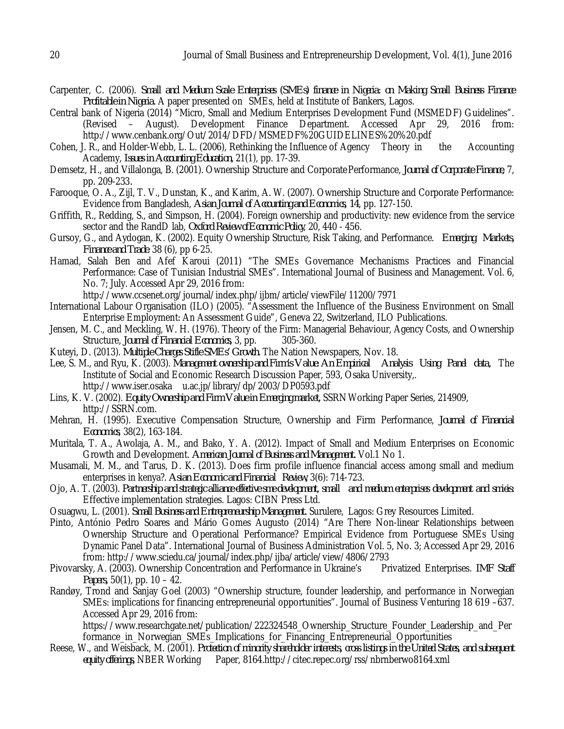Carpenter, C. (2006). *Small and Medium Scale Enterprises (SMEs) finance in Nigeria: on Making Small Business Finance Profitable in Nigeria.* A paper presented on SMEs, held at Institute of Bankers, Lagos.

Central bank of Nigeria (2014) "Micro, Small and Medium Enterprises Development Fund (MSMEDF) Guidelines". (Revised – August). Development Finance Department. Accessed Apr 29, 2016 from: http://www.cenbank.org/Out/2014/DFD/MSMEDF%20GUIDELINES%20%20.pdf

Cohen, J. R., and Holder-Webb, L. L. (2006), Rethinking the Influence of Agency Theory in the Accounting Academy, *Issues in Accounting Education*, 21(1), pp. 17-39.

Demsetz, H., and Villalonga, B. (2001). Ownership Structure and Corporate Performance, *Journal of Corporate Finance*, 7, pp. 209-233.

Farooque, O. A., Zijl, T. V., Dunstan, K., and Karim, A. W. (2007). Ownership Structure and Corporate Performance: Evidence from Bangladesh, *Asian Journal of Accounting and Economics*, 14, pp. 127-150.

Griffith, R., Redding, S., and Simpson, H. (2004). Foreign ownership and productivity: new evidence from the service sector and the RandD lab, *Oxford Review of Economic Policy*, 20, 440 - 456.

Gursoy, G., and Aydogan, K. (2002). Equity Ownership Structure, Risk Taking, and Performance. *Emerging Markets, Finance and Trade*. 38 (6), pp 6-25.

Hamad, Salah Ben and Afef Karoui (2011) "The SMEs Governance Mechanisms Practices and Financial Performance: Case of Tunisian Industrial SMEs". International Journal of Business and Management. Vol. 6, No. 7; July. Accessed Apr 29, 2016 from: http://www.ccsenet.org/journal/index.php/ijbm/article/viewFile/11200/7971

International Labour Organisation (ILO) (2005). "Assessment the Influence of the Business Environment on Small Enterprise Employment: An Assessment Guide", Geneva 22, Switzerland, ILO Publications.

Jensen, M. C., and Meckling, W. H. (1976). Theory of the Firm: Managerial Behaviour, Agency Costs, and Ownership Structure, *Journal of Financial Economics*, 3, pp. 305-360.

Kuteyi, D. (2013). *Multiple Charges Stifle SMEs' Growth.* The Nation Newspapers, Nov. 18.

Lee, S. M., and Ryu, K. (2003). *Management ownership and Firm's Value: An Empirical Analysis Using Panel data*, The Institute of Social and Economic Research Discussion Paper, 593, Osaka University,. http://www.iser.osaka u.ac.jp/library/dp/2003/DP0593.pdf

Lins, K. V. (2002). *Equity Ownership and Firm Value in Emerging market*, SSRN Working Paper Series, 214909, http://SSRN.com.

Mehran, H. (1995). Executive Compensation Structure, Ownership and Firm Performance, *Journal of Financial Economics*, 38(2), 163-184.

Muritala, T. A., Awolaja, A. M., and Bako, Y. A. (2012). Impact of Small and Medium Enterprises on Economic Growth and Development. *American Journal of Business and Management.* Vol.1 No 1.

Musamali, M. M., and Tarus, D. K. (2013). Does firm profile influence financial access among small and medium enterprises in kenya?. *Asian Economic and Financial Review*, 3(6): 714-723.

Ojo, A. T. (2003). *Partnership and strategic alliance effective sme development, small and medium enterprises development and smieis*: Effective implementation strategies. Lagos: CIBN Press Ltd.

Osuagwu, L. (2001). *Small Business and Entrepreneurship Management.* Surulere, Lagos: Grey Resources Limited.

Pinto, António Pedro Soares and Mário Gomes Augusto (2014) "Are There Non-linear Relationships between Ownership Structure and Operational Performance? Empirical Evidence from Portuguese SMEs Using Dynamic Panel Data". International Journal of Business Administration Vol. 5, No. 3; Accessed Apr 29, 2016 from: http://www.sciedu.ca/journal/index.php/ijba/article/view/4806/2793

Pivovarsky, A. (2003). Ownership Concentration and Performance in Ukraine's Privatized Enterprises. *IMF Staff Papers*, 50(1), pp. 10 – 42.

Randøy, Trond and Sanjay Goel (2003) "Ownership structure, founder leadership, and performance in Norwegian SMEs: implications for financing entrepreneurial opportunities". Journal of Business Venturing 18 619 –637. Accessed Apr 29, 2016 from: https://www.researchgate.net/publication/222324548_Ownership_Structure_Founder_Leadership_and_Performance_in_Norwegian_SMEs_Implications_for_Financing_Entrepreneurial_Opportunities

Reese, W., and Weisback, M. (2001). *Protection of minority shareholder interests, cross listings in the United States, and subsequent equity offerings*, NBER Working Paper, 8164.http://citec.repec.org/rss/nbrnberwo8164.xml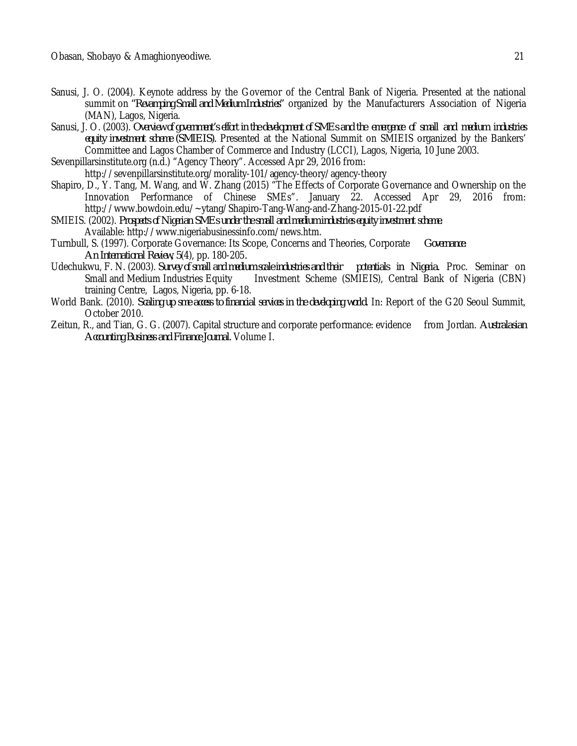Sanusi, J. O. (2004). Keynote address by the Governor of the Central Bank of Nigeria. Presented at the national summit on *"Revamping Small and Medium Industries"* organized by the Manufacturers Association of Nigeria (MAN), Lagos, Nigeria.

Sanusi, J. O. (2003). *Overview of government's effort in the development of SMEs and the emergence of small and medium industries equity investment scheme (SMIEIS).* Presented at the National Summit on SMIEIS organized by the Bankers' Committee and Lagos Chamber of Commerce and Industry (LCCI), Lagos, Nigeria, 10 June 2003.

Sevenpillarsinstitute.org (n.d.) "Agency Theory". Accessed Apr 29, 2016 from: http://sevenpillarsinstitute.org/morality-101/agency-theory/agency-theory

Shapiro, D., Y. Tang, M. Wang, and W. Zhang (2015) "The Effects of Corporate Governance and Ownership on the Innovation Performance of Chinese SMEs". January 22. Accessed Apr 29, 2016 from: http://www.bowdoin.edu/~ytang/Shapiro-Tang-Wang-and-Zhang-2015-01-22.pdf

SMIEIS. (2002). *Prospects of Nigerian SMEs under the small and medium industries equity investment scheme.* Available: http://www.nigeriabusinessinfo.com/news.htm.

Turnbull, S. (1997). Corporate Governance: Its Scope, Concerns and Theories, Corporate *Governance: An International Review*, 5(4), pp. 180-205.

Udechukwu, F. N. (2003). *Survey of small and medium scale industries and their potentials in Nigeria.* Proc. Seminar on Small and Medium Industries Equity Investment Scheme (SMIEIS), Central Bank of Nigeria (CBN) training Centre, Lagos, Nigeria, pp. 6-18.

World Bank. (2010). *Scaling up sme access to financial services in the developing world.* In: Report of the G20 Seoul Summit, October 2010.

Zeitun, R., and Tian, G. G. (2007). Capital structure and corporate performance: evidence from Jordan. *Australasian Accounting Business and Finance Journal.* Volume I.